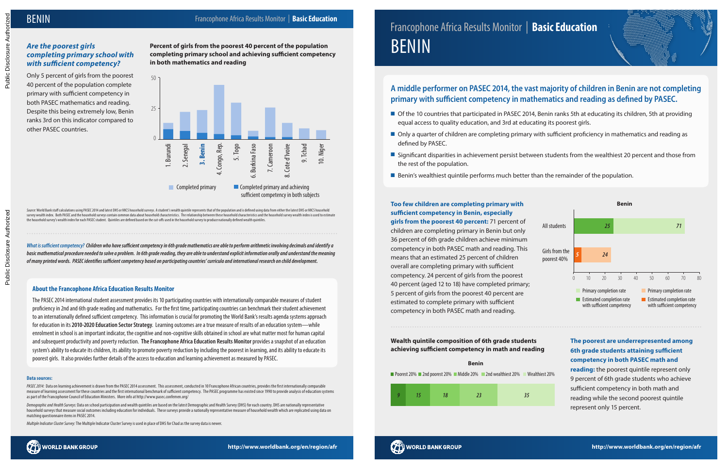# BENIN

Francophone Africa Results Monitor | **Basic Education**

### *Are the poorest girls completing primary school with with sufficient competency?*

Only 5 percent of girls from the poorest 40 percent of the population complete primary with sufficient competency in both PASEC mathematics and reading. Despite this being extremely low, Benin ranks 3rd on this indicator compared to other PASEC countries.

**Percent of girls from the poorest 40 percent of the population completing primary school and achieving sufficient competency in both mathematics and reading**

| Country | Completed primary | Completed primary and achieving sufficient competency in both subjects |
|---|---|---|
| 1. Burundi | 13 | 8 |
| 2. Senegal | 22 | 6 |
| 3. Benin | 24 | 5 |
| 4. Congo, Rep. | 44 | 4 |
| 5. Togo | 30 | 3 |
| 6. Burkina Faso | 7 | 2 |
| 7. Cameroon | 26 | 2 |
| 8. Cote d'Ivoire | 13 | 1 |
| 9. Tchad | 9 | |
| 10. Niger | 7 | |

*Source:* World Bank staff calculations using PASEC 2014 and latest DHS or MICS household surveys. A student's wealth quintile represents that of the population and is defined using data from either the latest DHS or MICS household survey wealth index. Both PASEC and the household surveys contain common data about household characteristics. The relationship between these household characteristics and the household survey wealth index is used to estimate the household survey's wealth index for each PASEC student. Quintiles are defined based on the cut-offs used in the household survey to produce nationally defined wealth quintiles.

*What is sufficient competency? **Children who have sufficient competency in 6th grade mathematics are able to perform arithmetic involving decimals and identify a basic mathematical procedure needed to solve a problem. In 6th grade reading, they are able to understand explicit information orally and understand the meaning of many printed words. PASEC identifies sufficient competency based on participating countries' curricula and international research on child development.***

### About the Francophone Africa Education Results Monitor

The PASEC 2014 international student assessment provides its 10 participating countries with internationally comparable measures of student proficiency in 2nd and 6th grade reading and mathematics. For the first time, participating countries can benchmark their student achievement to an internationally defined sufficient competency. This information is crucial for promoting the World Bank's results agenda systems approach for education in its **2010-2020 Education Sector Strategy**. Learning outcomes are a true measure of results of an education system—while enrolment in school is an important indicator, the cognitive and non-cognitive skills obtained in school are what matter most for human capital and subsequent productivity and poverty reduction. **The Francophone Africa Education Results Monitor** provides a snapshot of an education system's ability to educate its children, its ability to promote poverty reduction by including the poorest in learning, and its ability to educate its poorest girls. It also provides further details of the access to education and learning achievement as measured by PASEC.

**Data sources:**

*PASEC 2014:* Data on learning achievement is drawn from the PASEC 2014 assessment. This assessment, conducted in 10 Francophone African countries, provides the first internationally comparable measure of learning assessment for these countries and the first international benchmark of sufficient competency. The PASEC programme has existed since 1990 to provide analysis of education systems as part of the Francophonie Council of Education Ministers. More info at http://www.pasec.confemen.org/

*Demographic and Health Surveys:* Data on school participation and wealth quintiles are based on the latest Demographic and Health Survey (DHS) for each country. DHS are nationally representative household surveys that measure social outcomes including education for individuals. These surveys provide a nationally representative measure of household wealth which are replicated using data on matching questionnaire items in PASEC 2014.

*Multiple Indicator Cluster Survey:* The Multiple Indicator Cluster Survey is used in place of DHS for Chad as the survey data is newer.

# Francophone Africa Results Monitor | **Basic Education**

# BENIN

## A middle performer on PASEC 2014, the vast majority of children in Benin are not completing primary with sufficient competency in mathematics and reading as defined by PASEC.

- Of the 10 countries that participated in PASEC 2014, Benin ranks 5th at educating its children, 5th at providing equal access to quality education, and 3rd at educating its poorest girls.
- Only a quarter of children are completing primary with sufficient proficiency in mathematics and reading as defined by PASEC.
- Significant disparities in achievement persist between students from the wealthiest 20 percent and those from the rest of the population.
- Benin's wealthiest quintile performs much better than the remainder of the population.

**Too few children are completing primary with sufficient competency in Benin, especially girls from the poorest 40 percent:** 71 percent of children are completing primary in Benin but only 36 percent of 6th grade children achieve minimum competency in both PASEC math and reading. This means that an estimated 25 percent of children overall are completing primary with sufficient competency. 24 percent of girls from the poorest 40 percent (aged 12 to 18) have completed primary; 5 percent of girls from the poorest 40 percent are estimated to complete primary with sufficient competency in both PASEC math and reading.

**Benin**

| | Primary completion rate | Estimated completion rate with sufficient competency |
|---|---|---|
| All students | 71 | 25 |
| Girls from the poorest 40% | 24 | 5 |

**Wealth quintile composition of 6th grade students achieving sufficient competency in math and reading**

**Benin**

| Poorest 20% | 2nd poorest 20% | Middle 20% | 2nd wealthiest 20% | Wealthiest 20% |
|---|---|---|---|---|
| 9 | 15 | 18 | 23 | 35 |

**The poorest are underrepresented among 6th grade students attaining sufficient competency in both PASEC math and reading:** the poorest quintile represent only 9 percent of 6th grade students who achieve sufficient competency in both math and reading while the second poorest quintile represent only 15 percent.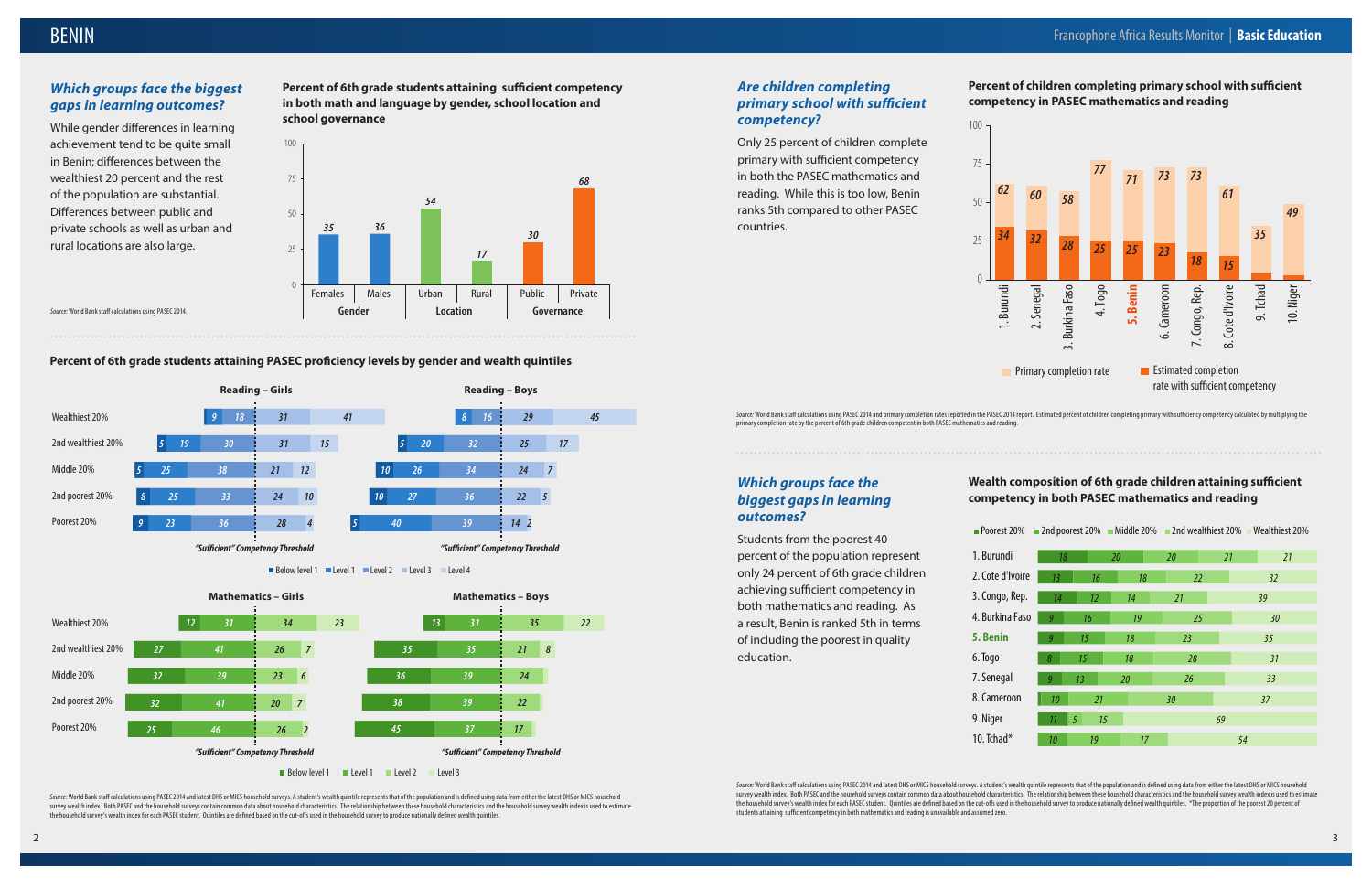# BENIN

### *Which groups face the biggest gaps in learning outcomes?*

While gender differences in learning achievement tend to be quite small in Benin; differences between the wealthiest 20 percent and the rest of the population are substantial. Differences between public and private schools as well as urban and rural locations are also large.

**Percent of 6th grade students attaining sufficient competency in both math and language by gender, school location and school governance**

100
75
50
25
0

Females 35
Males 36
Urban 54
Rural 17
Public 30
Private 68

Gender
Location
Governance

*Source:* World Bank staff calculations using PASEC 2014.

**Percent of 6th grade students attaining PASEC proficiency levels by gender and wealth quintiles**

**Reading – Girls**

Wealthiest 20%: 9 18 31 41
2nd wealthiest 20%: 5 19 30 31 15
Middle 20%: 5 25 38 21 12
2nd poorest 20%: 8 25 33 24 10
Poorest 20%: 9 23 36 28 4

"Sufficient" Competency Threshold

**Reading – Boys**

8 16 29 45
5 20 32 25 17
10 26 34 24 7
10 27 36 22 5
5 40 39 14 2

"Sufficient" Competency Threshold

Below level 1 | Level 1 | Level 2 | Level 3 | Level 4

**Mathematics – Girls**

Wealthiest 20%: 12 31 34 23
2nd wealthiest 20%: 27 41 26 7
Middle 20%: 32 39 23 6
2nd poorest 20%: 32 41 20 7
Poorest 20%: 25 46 26 2

"Sufficient" Competency Threshold

**Mathematics – Boys**

13 31 35 22
35 35 21 8
36 39 24
38 39 22
45 37 17

"Sufficient" Competency Threshold

Below level 1 | Level 1 | Level 2 | Level 3

*Source:* World Bank staff calculations using PASEC 2014 and latest DHS or MICS household surveys. A student's wealth quintile represents that of the population and is defined using data from either the latest DHS or MICS household survey wealth index. Both PASEC and the household surveys contain common data about household characteristics. The relationship between these household characteristics and the household survey wealth index is used to estimate the household survey's wealth index for each PASEC student. Quintiles are defined based on the cut-offs used in the household survey to produce nationally defined wealth quintiles.

### *Are children completing primary school with sufficient competency?*

Only 25 percent of children complete primary with sufficient competency in both the PASEC mathematics and reading. While this is too low, Benin ranks 5th compared to other PASEC countries.

**Percent of children completing primary school with sufficient competency in PASEC mathematics and reading**

100
75
50
25
0

1. Burundi 62 34
2. Senegal 60 32
3. Burkina Faso 58 28
4. Togo 77 25
5. Benin 71 25
6. Cameroon 73 23
7. Congo, Rep. 73 18
8. Cote d'Ivoire 61 15
9. Tchad 35
10. Niger 49

Primary completion rate | Estimated completion rate with sufficient competency

*Source:* World Bank staff calculations using PASEC 2014 and primary completion rates reported in the PASEC 2014 report. Estimated percent of children completing primary with sufficiency competency calculated by multiplying the primary completion rate by the percent of 6th grade children competent in both PASEC mathematics and reading.

### *Which groups face the biggest gaps in learning outcomes?*

Students from the poorest 40 percent of the population represent only 24 percent of 6th grade children achieving sufficient competency in both mathematics and reading. As a result, Benin is ranked 5th in terms of including the poorest in quality education.

**Wealth composition of 6th grade children attaining sufficient competency in both PASEC mathematics and reading**

Poorest 20% | 2nd poorest 20% | Middle 20% | 2nd wealthiest 20% | Wealthiest 20%

1. Burundi: 18 20 20 21 21
2. Cote d'Ivoire: 13 16 18 22 32
3. Congo, Rep.: 14 12 14 21 39
4. Burkina Faso: 9 16 19 25 30
5. Benin: 9 15 18 23 35
6. Togo: 8 15 18 28 31
7. Senegal: 9 13 20 26 33
8. Cameroon: 10 21 30 37
9. Niger: 11 5 15 69
10. Tchad*: 10 19 17 54

*Source:* World Bank staff calculations using PASEC 2014 and latest DHS or MICS household surveys. A student's wealth quintile represents that of the population and is defined using data from either the latest DHS or MICS household survey wealth index. Both PASEC and the household surveys contain common data about household characteristics. The relationship between these household characteristics and the household survey wealth index is used to estimate the household survey's wealth index for each PASEC student. Quintiles are defined based on the cut-offs used in the household survey to produce nationally defined wealth quintiles. *The proportion of the poorest 20 percent of students attaining sufficient competency in both mathematics and reading is unavailable and assumed zero.